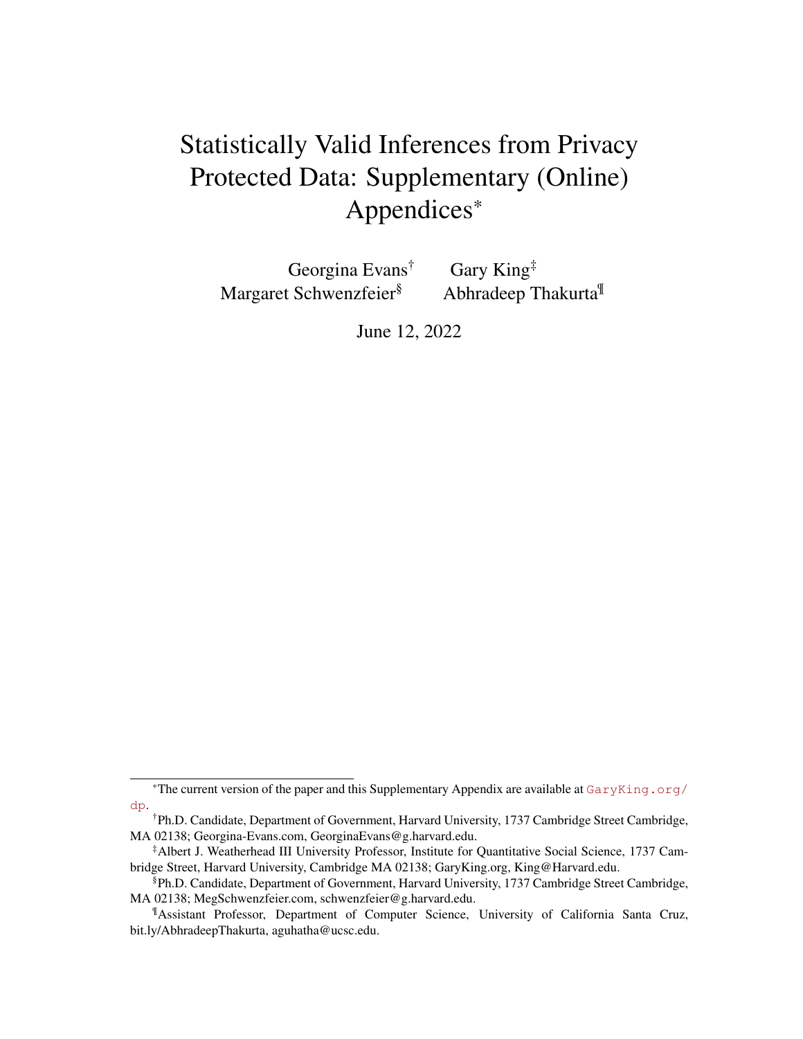# Statistically Valid Inferences from Privacy Protected Data: Supplementary (Online) Appendices[*]

Georgina Evans[†] Gary King[‡]
Margaret Schwenzfeier[§] Abhradeep Thakurta[¶]

June 12, 2022

---

[*]The current version of the paper and this Supplementary Appendix are available at GaryKing.org/dp.

[†]Ph.D. Candidate, Department of Government, Harvard University, 1737 Cambridge Street Cambridge, MA 02138; Georgina-Evans.com, GeorginaEvans@g.harvard.edu.

[‡]Albert J. Weatherhead III University Professor, Institute for Quantitative Social Science, 1737 Cambridge Street, Harvard University, Cambridge MA 02138; GaryKing.org, King@Harvard.edu.

[§]Ph.D. Candidate, Department of Government, Harvard University, 1737 Cambridge Street Cambridge, MA 02138; MegSchwenzfeier.com, schwenzfeier@g.harvard.edu.

[¶]Assistant Professor, Department of Computer Science, University of California Santa Cruz, bit.ly/AbhradeepThakurta, aguhatha@ucsc.edu.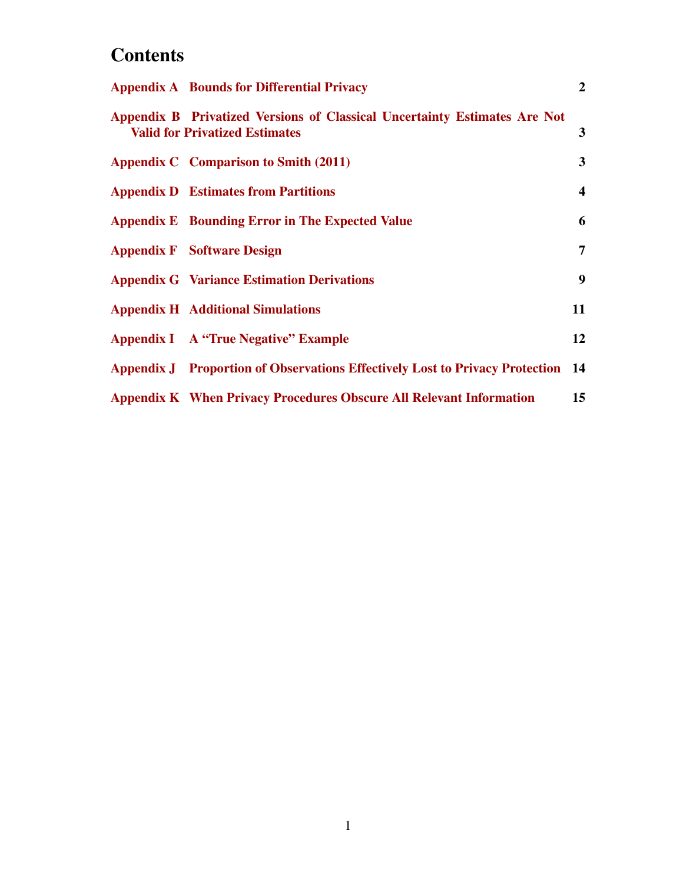# Contents

| | |
|---|---|
| **Appendix A Bounds for Differential Privacy** | **2** |
| **Appendix B Privatized Versions of Classical Uncertainty Estimates Are Not Valid for Privatized Estimates** | **3** |
| **Appendix C Comparison to Smith (2011)** | **3** |
| **Appendix D Estimates from Partitions** | **4** |
| **Appendix E Bounding Error in The Expected Value** | **6** |
| **Appendix F Software Design** | **7** |
| **Appendix G Variance Estimation Derivations** | **9** |
| **Appendix H Additional Simulations** | **11** |
| **Appendix I A "True Negative" Example** | **12** |
| **Appendix J Proportion of Observations Effectively Lost to Privacy Protection** | **14** |
| **Appendix K When Privacy Procedures Obscure All Relevant Information** | **15** |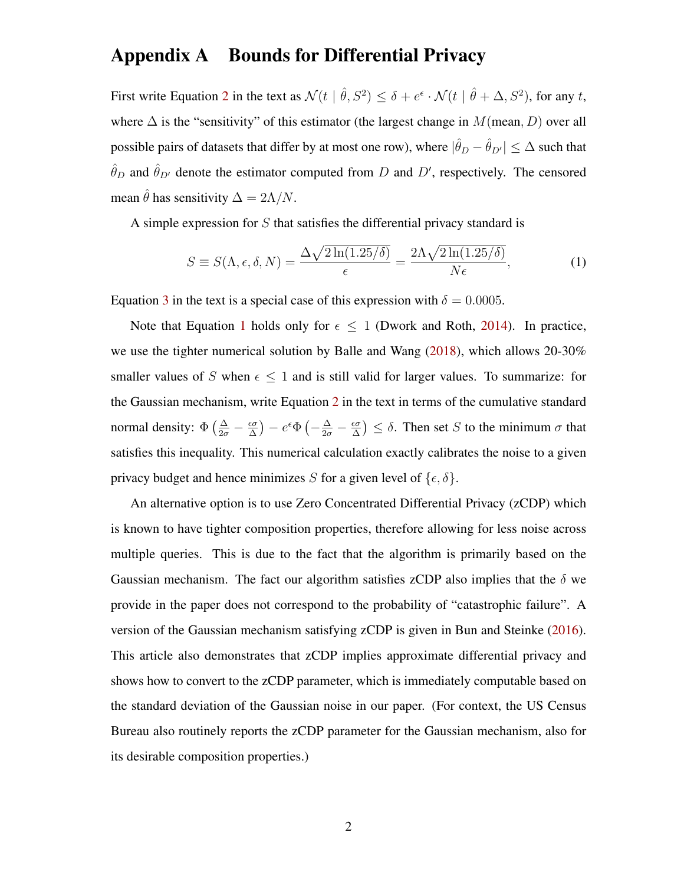# Appendix A Bounds for Differential Privacy

First write Equation 2 in the text as $\mathcal{N}(t \mid \hat{\theta}, S^2) \leq \delta + e^{\epsilon} \cdot \mathcal{N}(t \mid \hat{\theta} + \Delta, S^2)$, for any $t$, where $\Delta$ is the "sensitivity" of this estimator (the largest change in $M(\text{mean}, D)$ over all possible pairs of datasets that differ by at most one row), where $|\hat{\theta}_D - \hat{\theta}_{D'}| \leq \Delta$ such that $\hat{\theta}_D$ and $\hat{\theta}_{D'}$ denote the estimator computed from $D$ and $D'$, respectively. The censored mean $\hat{\theta}$ has sensitivity $\Delta = 2\Lambda/N$.

A simple expression for $S$ that satisfies the differential privacy standard is

$$S \equiv S(\Lambda, \epsilon, \delta, N) = \frac{\Delta\sqrt{2\ln(1.25/\delta)}}{\epsilon} = \frac{2\Lambda\sqrt{2\ln(1.25/\delta)}}{N\epsilon}, \tag{1}$$

Equation 3 in the text is a special case of this expression with $\delta = 0.0005$.

Note that Equation 1 holds only for $\epsilon \leq 1$ (Dwork and Roth, 2014). In practice, we use the tighter numerical solution by Balle and Wang (2018), which allows 20-30% smaller values of $S$ when $\epsilon \leq 1$ and is still valid for larger values. To summarize: for the Gaussian mechanism, write Equation 2 in the text in terms of the cumulative standard normal density: $\Phi\left(\frac{\Delta}{2\sigma} - \frac{\epsilon\sigma}{\Delta}\right) - e^{\epsilon}\Phi\left(-\frac{\Delta}{2\sigma} - \frac{\epsilon\sigma}{\Delta}\right) \leq \delta$. Then set $S$ to the minimum $\sigma$ that satisfies this inequality. This numerical calculation exactly calibrates the noise to a given privacy budget and hence minimizes $S$ for a given level of $\{\epsilon, \delta\}$.

An alternative option is to use Zero Concentrated Differential Privacy (zCDP) which is known to have tighter composition properties, therefore allowing for less noise across multiple queries. This is due to the fact that the algorithm is primarily based on the Gaussian mechanism. The fact our algorithm satisfies zCDP also implies that the $\delta$ we provide in the paper does not correspond to the probability of "catastrophic failure". A version of the Gaussian mechanism satisfying zCDP is given in Bun and Steinke (2016). This article also demonstrates that zCDP implies approximate differential privacy and shows how to convert to the zCDP parameter, which is immediately computable based on the standard deviation of the Gaussian noise in our paper. (For context, the US Census Bureau also routinely reports the zCDP parameter for the Gaussian mechanism, also for its desirable composition properties.)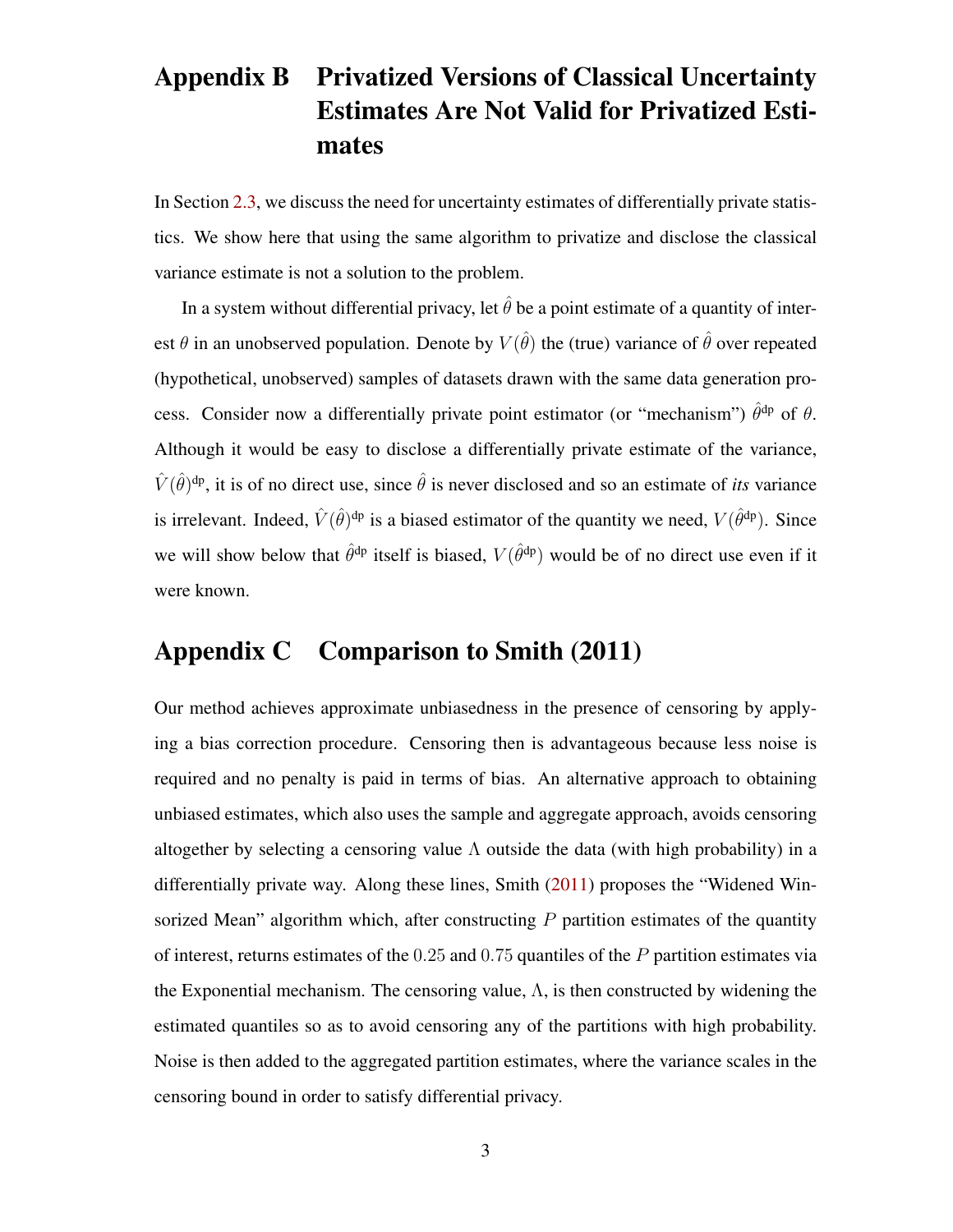# Appendix B Privatized Versions of Classical Uncertainty Estimates Are Not Valid for Privatized Estimates

In Section 2.3, we discuss the need for uncertainty estimates of differentially private statistics. We show here that using the same algorithm to privatize and disclose the classical variance estimate is not a solution to the problem.

In a system without differential privacy, let $\hat{\theta}$ be a point estimate of a quantity of interest $\theta$ in an unobserved population. Denote by $V(\hat{\theta})$ the (true) variance of $\hat{\theta}$ over repeated (hypothetical, unobserved) samples of datasets drawn with the same data generation process. Consider now a differentially private point estimator (or "mechanism") $\hat{\theta}^{\text{dp}}$ of $\theta$. Although it would be easy to disclose a differentially private estimate of the variance, $\hat{V}(\hat{\theta})^{\text{dp}}$, it is of no direct use, since $\hat{\theta}$ is never disclosed and so an estimate of *its* variance is irrelevant. Indeed, $\hat{V}(\hat{\theta})^{\text{dp}}$ is a biased estimator of the quantity we need, $V(\hat{\theta}^{\text{dp}})$. Since we will show below that $\hat{\theta}^{\text{dp}}$ itself is biased, $V(\hat{\theta}^{\text{dp}})$ would be of no direct use even if it were known.

# Appendix C Comparison to Smith (2011)

Our method achieves approximate unbiasedness in the presence of censoring by applying a bias correction procedure. Censoring then is advantageous because less noise is required and no penalty is paid in terms of bias. An alternative approach to obtaining unbiased estimates, which also uses the sample and aggregate approach, avoids censoring altogether by selecting a censoring value $\Lambda$ outside the data (with high probability) in a differentially private way. Along these lines, Smith (2011) proposes the "Widened Winsorized Mean" algorithm which, after constructing $P$ partition estimates of the quantity of interest, returns estimates of the $0.25$ and $0.75$ quantiles of the $P$ partition estimates via the Exponential mechanism. The censoring value, $\Lambda$, is then constructed by widening the estimated quantiles so as to avoid censoring any of the partitions with high probability. Noise is then added to the aggregated partition estimates, where the variance scales in the censoring bound in order to satisfy differential privacy.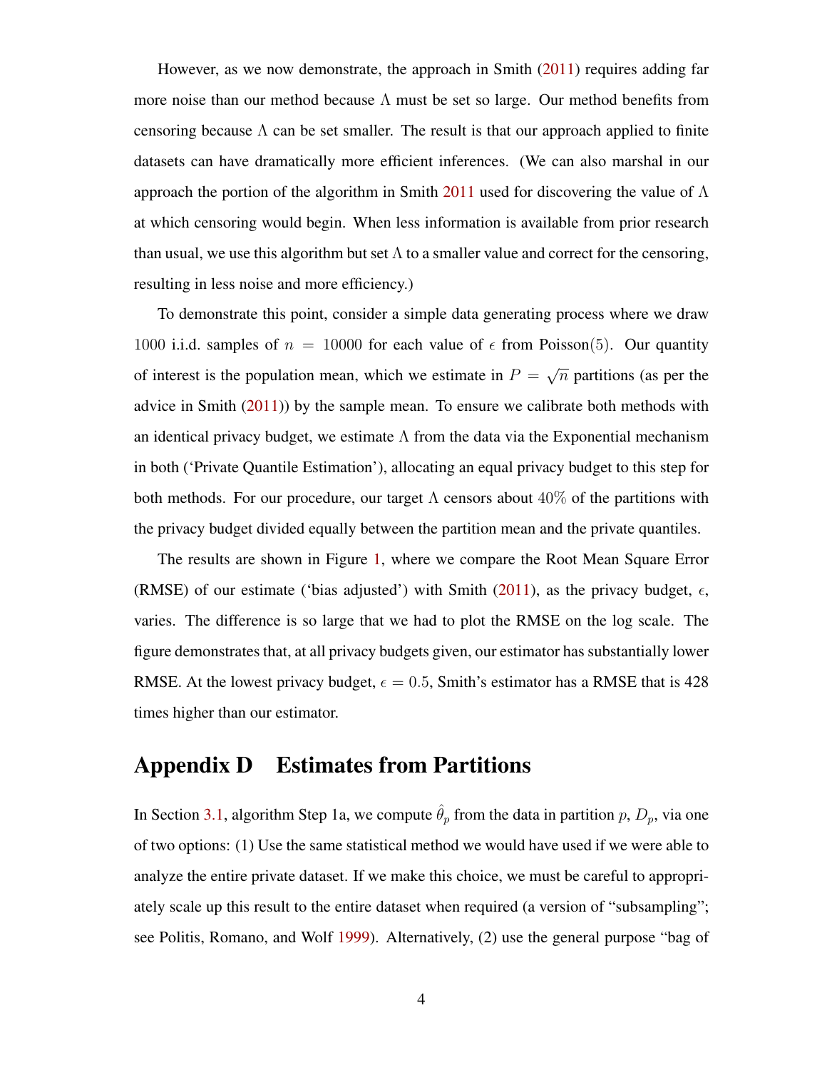However, as we now demonstrate, the approach in Smith (2011) requires adding far more noise than our method because $\Lambda$ must be set so large. Our method benefits from censoring because $\Lambda$ can be set smaller. The result is that our approach applied to finite datasets can have dramatically more efficient inferences. (We can also marshal in our approach the portion of the algorithm in Smith 2011 used for discovering the value of $\Lambda$ at which censoring would begin. When less information is available from prior research than usual, we use this algorithm but set $\Lambda$ to a smaller value and correct for the censoring, resulting in less noise and more efficiency.)

To demonstrate this point, consider a simple data generating process where we draw $1000$ i.i.d. samples of $n = 10000$ for each value of $\epsilon$ from Poisson$(5)$. Our quantity of interest is the population mean, which we estimate in $P = \sqrt{n}$ partitions (as per the advice in Smith (2011)) by the sample mean. To ensure we calibrate both methods with an identical privacy budget, we estimate $\Lambda$ from the data via the Exponential mechanism in both ('Private Quantile Estimation'), allocating an equal privacy budget to this step for both methods. For our procedure, our target $\Lambda$ censors about $40\%$ of the partitions with the privacy budget divided equally between the partition mean and the private quantiles.

The results are shown in Figure 1, where we compare the Root Mean Square Error (RMSE) of our estimate ('bias adjusted') with Smith (2011), as the privacy budget, $\epsilon$, varies. The difference is so large that we had to plot the RMSE on the log scale. The figure demonstrates that, at all privacy budgets given, our estimator has substantially lower RMSE. At the lowest privacy budget, $\epsilon = 0.5$, Smith's estimator has a RMSE that is 428 times higher than our estimator.

# Appendix D Estimates from Partitions

In Section 3.1, algorithm Step 1a, we compute $\hat{\theta}_p$ from the data in partition $p$, $D_p$, via one of two options: (1) Use the same statistical method we would have used if we were able to analyze the entire private dataset. If we make this choice, we must be careful to appropriately scale up this result to the entire dataset when required (a version of "subsampling"; see Politis, Romano, and Wolf 1999). Alternatively, (2) use the general purpose "bag of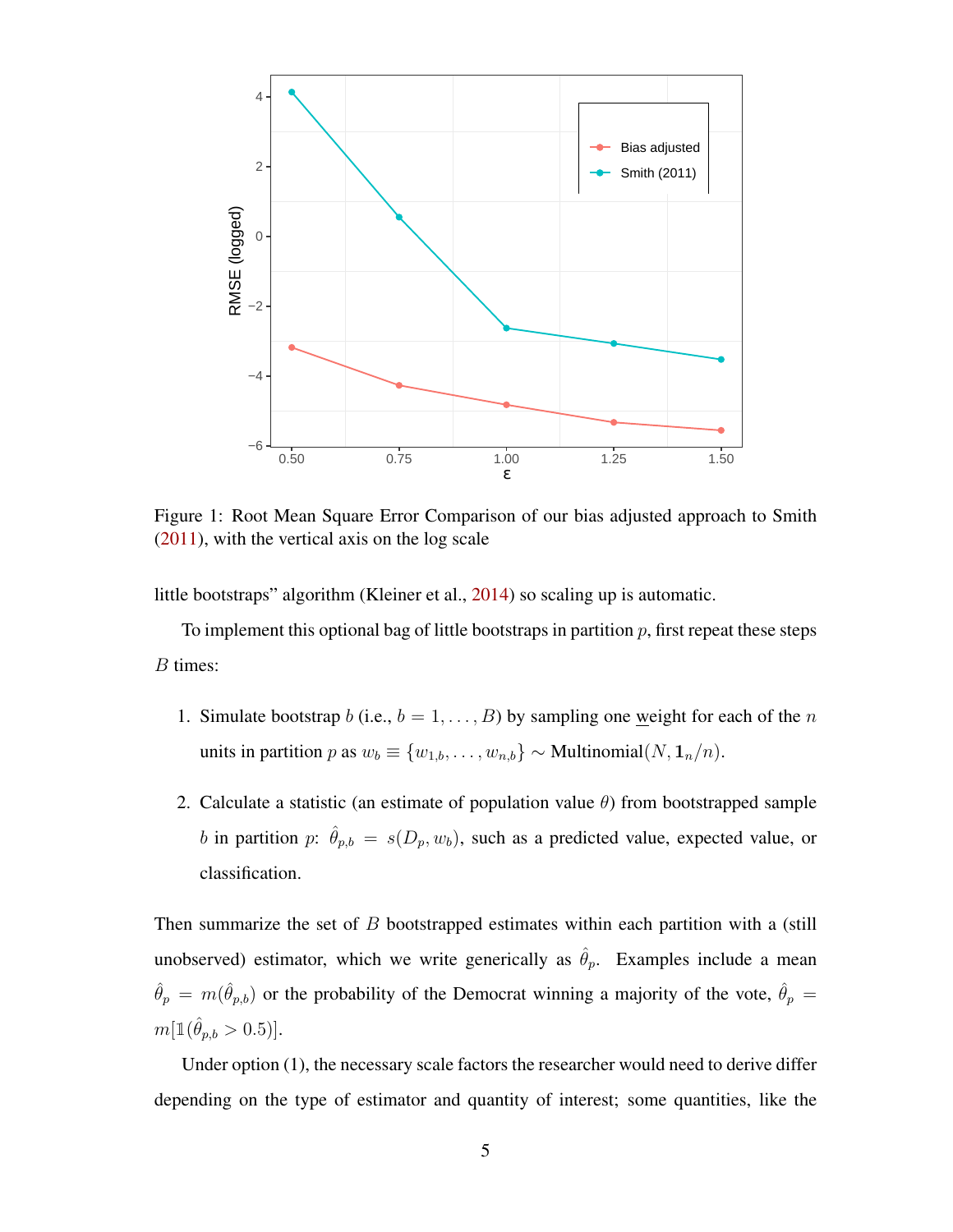Figure 1: Root Mean Square Error Comparison of our bias adjusted approach to Smith (2011), with the vertical axis on the log scale

little bootstraps" algorithm (Kleiner et al., 2014) so scaling up is automatic.

To implement this optional bag of little bootstraps in partition $p$, first repeat these steps $B$ times:

1. Simulate bootstrap $b$ (i.e., $b = 1, \ldots, B$) by sampling one weight for each of the $n$ units in partition $p$ as $w_b \equiv \{w_{1,b}, \ldots, w_{n,b}\} \sim \text{Multinomial}(N, \mathbf{1}_n/n)$.

2. Calculate a statistic (an estimate of population value $\theta$) from bootstrapped sample $b$ in partition $p$: $\hat{\theta}_{p,b} = s(D_p, w_b)$, such as a predicted value, expected value, or classification.

Then summarize the set of $B$ bootstrapped estimates within each partition with a (still unobserved) estimator, which we write generically as $\hat{\theta}_p$. Examples include a mean $\hat{\theta}_p = m(\hat{\theta}_{p,b})$ or the probability of the Democrat winning a majority of the vote, $\hat{\theta}_p = m[\mathbb{1}(\hat{\theta}_{p,b} > 0.5)]$.

Under option (1), the necessary scale factors the researcher would need to derive differ depending on the type of estimator and quantity of interest; some quantities, like the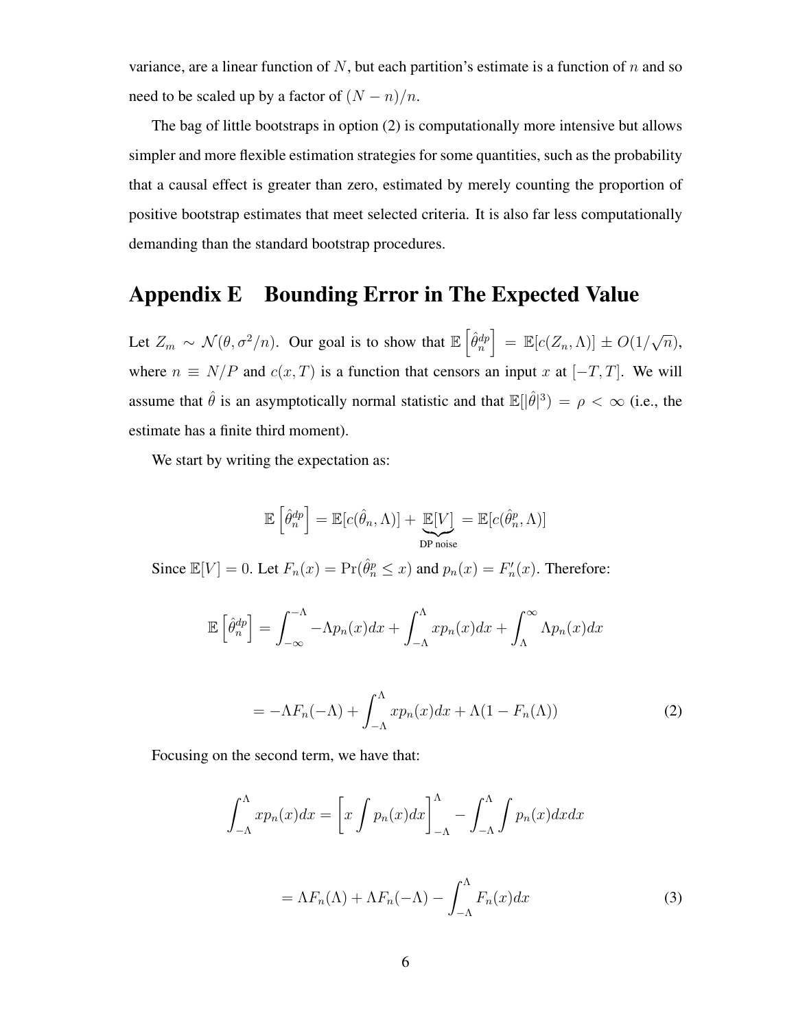variance, are a linear function of $N$, but each partition's estimate is a function of $n$ and so need to be scaled up by a factor of $(N-n)/n$.

The bag of little bootstraps in option (2) is computationally more intensive but allows simpler and more flexible estimation strategies for some quantities, such as the probability that a causal effect is greater than zero, estimated by merely counting the proportion of positive bootstrap estimates that meet selected criteria. It is also far less computationally demanding than the standard bootstrap procedures.

# Appendix E Bounding Error in The Expected Value

Let $Z_m \sim \mathcal{N}(\theta, \sigma^2/n)$. Our goal is to show that $\mathbb{E}\left[\hat{\theta}_n^{dp}\right] = \mathbb{E}[c(Z_n, \Lambda)] \pm O(1/\sqrt{n})$, where $n \equiv N/P$ and $c(x,T)$ is a function that censors an input $x$ at $[-T, T]$. We will assume that $\hat{\theta}$ is an asymptotically normal statistic and that $\mathbb{E}[|\hat{\theta}|^3) = \rho < \infty$ (i.e., the estimate has a finite third moment).

We start by writing the expectation as:

$$\mathbb{E}\left[\hat{\theta}_n^{dp}\right] = \mathbb{E}[c(\hat{\theta}_n, \Lambda)] + \underbrace{\mathbb{E}[V]}_{\text{DP noise}} = \mathbb{E}[c(\hat{\theta}_n^p, \Lambda)]$$

Since $\mathbb{E}[V] = 0$. Let $F_n(x) = \Pr(\hat{\theta}_n^p \leq x)$ and $p_n(x) = F_n'(x)$. Therefore:

$$\mathbb{E}\left[\hat{\theta}_n^{dp}\right] = \int_{-\infty}^{-\Lambda} -\Lambda p_n(x)dx + \int_{-\Lambda}^{\Lambda} x p_n(x)dx + \int_{\Lambda}^{\infty} \Lambda p_n(x)dx$$

$$= -\Lambda F_n(-\Lambda) + \int_{-\Lambda}^{\Lambda} x p_n(x)dx + \Lambda(1 - F_n(\Lambda)) \tag{2}$$

Focusing on the second term, we have that:

$$\int_{-\Lambda}^{\Lambda} x p_n(x)dx = \left[x \int p_n(x)dx\right]_{-\Lambda}^{\Lambda} - \int_{-\Lambda}^{\Lambda} \int p_n(x)dxdx$$

$$= \Lambda F_n(\Lambda) + \Lambda F_n(-\Lambda) - \int_{-\Lambda}^{\Lambda} F_n(x)dx \tag{3}$$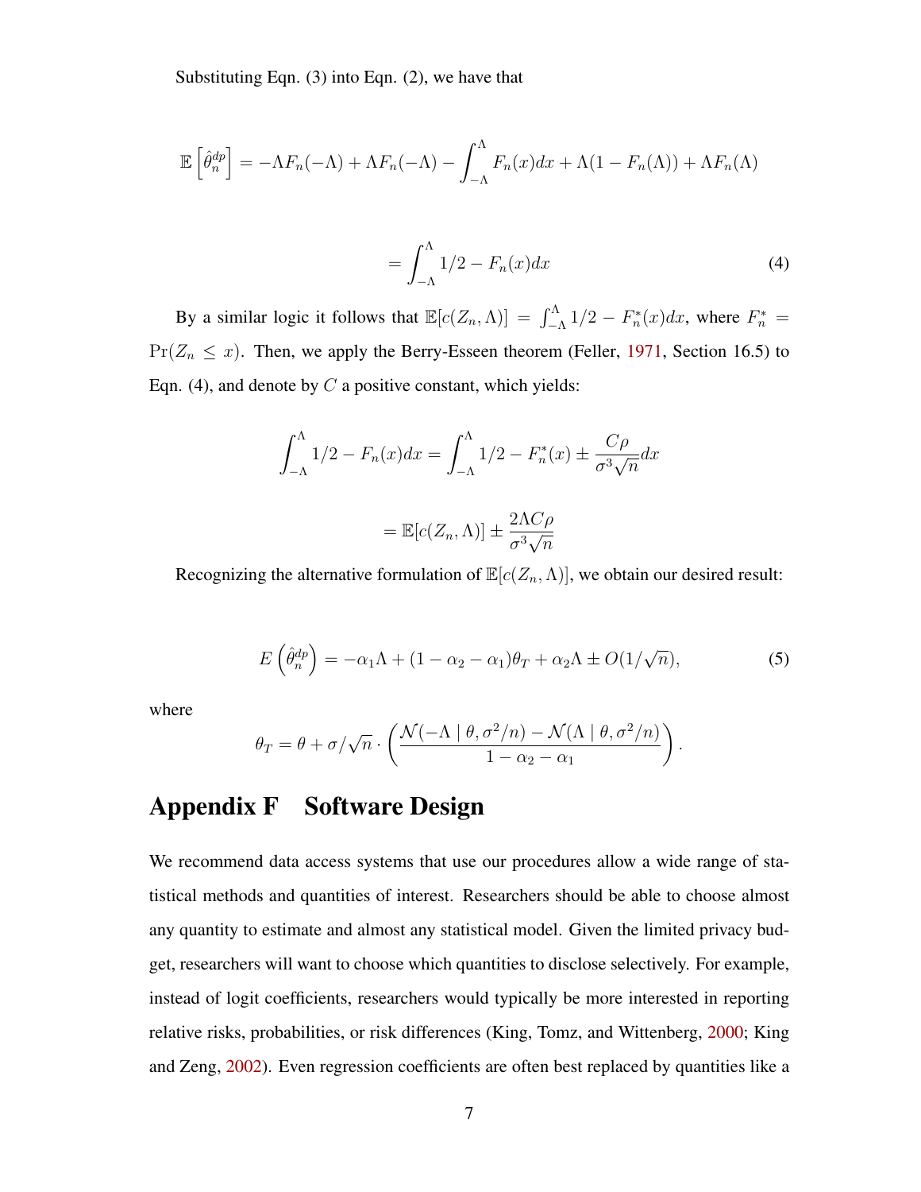Substituting Eqn. (3) into Eqn. (2), we have that

$$\mathbb{E}\left[\hat{\theta}_n^{dp}\right] = -\Lambda F_n(-\Lambda) + \Lambda F_n(-\Lambda) - \int_{-\Lambda}^{\Lambda} F_n(x)dx + \Lambda(1 - F_n(\Lambda)) + \Lambda F_n(\Lambda)$$

$$= \int_{-\Lambda}^{\Lambda} 1/2 - F_n(x)dx \tag{4}$$

By a similar logic it follows that $\mathbb{E}[c(Z_n, \Lambda)] = \int_{-\Lambda}^{\Lambda} 1/2 - F_n^*(x)dx$, where $F_n^* = \Pr(Z_n \leq x)$. Then, we apply the Berry-Esseen theorem (Feller, 1971, Section 16.5) to Eqn. (4), and denote by $C$ a positive constant, which yields:

$$\int_{-\Lambda}^{\Lambda} 1/2 - F_n(x)dx = \int_{-\Lambda}^{\Lambda} 1/2 - F_n^*(x) \pm \frac{C\rho}{\sigma^3\sqrt{n}}dx$$

$$= \mathbb{E}[c(Z_n, \Lambda)] \pm \frac{2\Lambda C\rho}{\sigma^3\sqrt{n}}$$

Recognizing the alternative formulation of $\mathbb{E}[c(Z_n, \Lambda)]$, we obtain our desired result:

$$E\left(\hat{\theta}_n^{dp}\right) = -\alpha_1\Lambda + (1 - \alpha_2 - \alpha_1)\theta_T + \alpha_2\Lambda \pm O(1/\sqrt{n}), \tag{5}$$

where

$$\theta_T = \theta + \sigma/\sqrt{n} \cdot \left(\frac{\mathcal{N}(-\Lambda \mid \theta, \sigma^2/n) - \mathcal{N}(\Lambda \mid \theta, \sigma^2/n)}{1 - \alpha_2 - \alpha_1}\right).$$

# Appendix F Software Design

We recommend data access systems that use our procedures allow a wide range of statistical methods and quantities of interest. Researchers should be able to choose almost any quantity to estimate and almost any statistical model. Given the limited privacy budget, researchers will want to choose which quantities to disclose selectively. For example, instead of logit coefficients, researchers would typically be more interested in reporting relative risks, probabilities, or risk differences (King, Tomz, and Wittenberg, 2000; King and Zeng, 2002). Even regression coefficients are often best replaced by quantities like a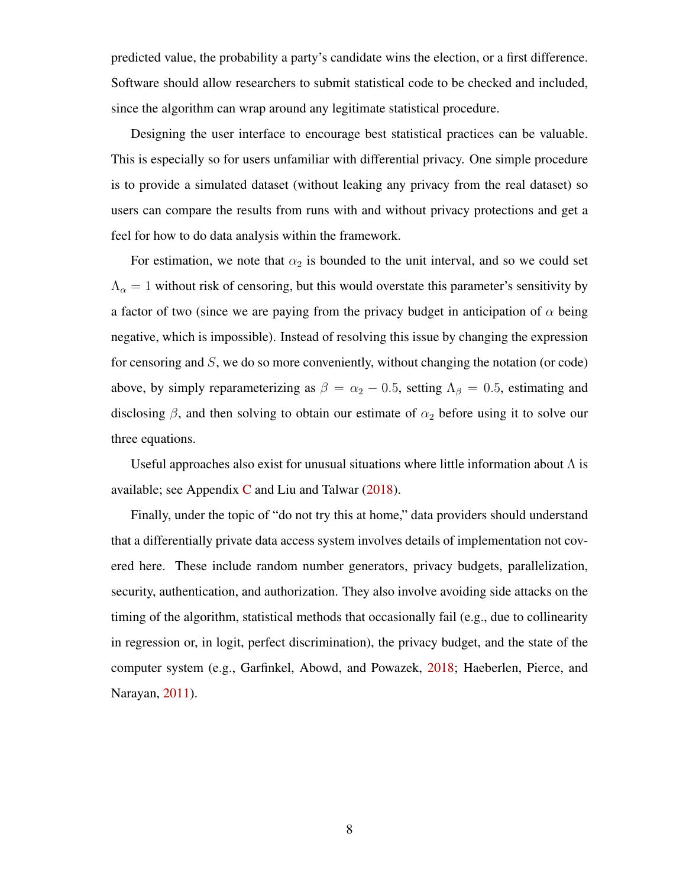predicted value, the probability a party's candidate wins the election, or a first difference. Software should allow researchers to submit statistical code to be checked and included, since the algorithm can wrap around any legitimate statistical procedure.

Designing the user interface to encourage best statistical practices can be valuable. This is especially so for users unfamiliar with differential privacy. One simple procedure is to provide a simulated dataset (without leaking any privacy from the real dataset) so users can compare the results from runs with and without privacy protections and get a feel for how to do data analysis within the framework.

For estimation, we note that $\alpha_2$ is bounded to the unit interval, and so we could set $\Lambda_\alpha = 1$ without risk of censoring, but this would overstate this parameter's sensitivity by a factor of two (since we are paying from the privacy budget in anticipation of $\alpha$ being negative, which is impossible). Instead of resolving this issue by changing the expression for censoring and $S$, we do so more conveniently, without changing the notation (or code) above, by simply reparameterizing as $\beta = \alpha_2 - 0.5$, setting $\Lambda_\beta = 0.5$, estimating and disclosing $\beta$, and then solving to obtain our estimate of $\alpha_2$ before using it to solve our three equations.

Useful approaches also exist for unusual situations where little information about $\Lambda$ is available; see Appendix C and Liu and Talwar (2018).

Finally, under the topic of "do not try this at home," data providers should understand that a differentially private data access system involves details of implementation not covered here. These include random number generators, privacy budgets, parallelization, security, authentication, and authorization. They also involve avoiding side attacks on the timing of the algorithm, statistical methods that occasionally fail (e.g., due to collinearity in regression or, in logit, perfect discrimination), the privacy budget, and the state of the computer system (e.g., Garfinkel, Abowd, and Powazek, 2018; Haeberlen, Pierce, and Narayan, 2011).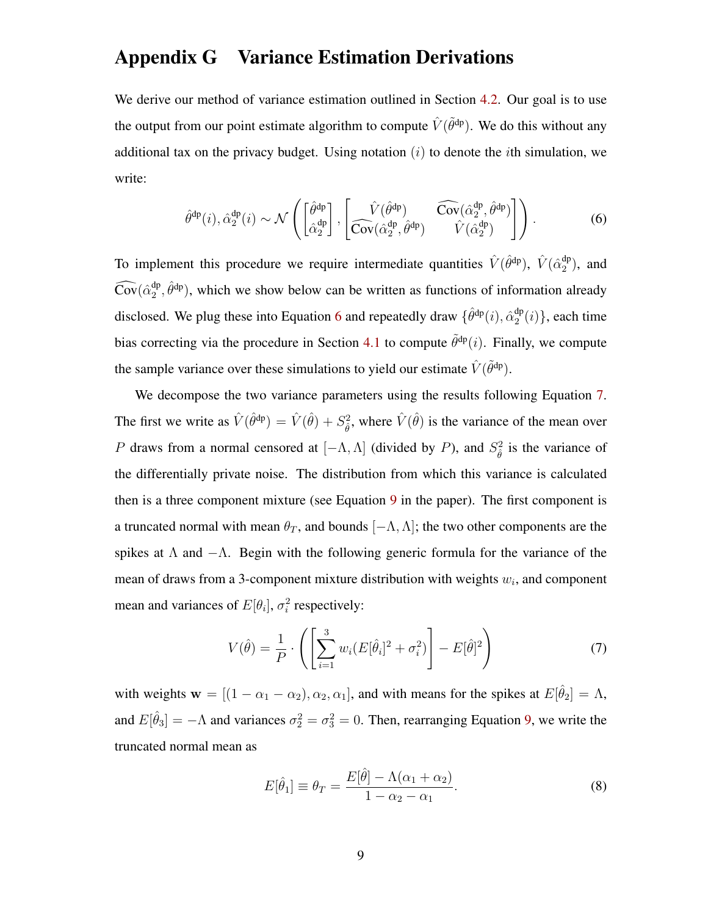# Appendix G  Variance Estimation Derivations

We derive our method of variance estimation outlined in Section 4.2. Our goal is to use the output from our point estimate algorithm to compute $\hat{V}(\tilde{\theta}^{\text{dp}})$. We do this without any additional tax on the privacy budget. Using notation $(i)$ to denote the $i$th simulation, we write:

$$\hat{\theta}^{\text{dp}}(i), \hat{\alpha}_2^{\text{dp}}(i) \sim \mathcal{N}\left( \begin{bmatrix} \hat{\theta}^{\text{dp}} \\ \hat{\alpha}_2^{\text{dp}} \end{bmatrix}, \begin{bmatrix} \hat{V}(\hat{\theta}^{\text{dp}}) & \widehat{\text{Cov}}(\hat{\alpha}_2^{\text{dp}}, \hat{\theta}^{\text{dp}}) \\ \widehat{\text{Cov}}(\hat{\alpha}_2^{\text{dp}}, \hat{\theta}^{\text{dp}}) & \hat{V}(\hat{\alpha}_2^{\text{dp}}) \end{bmatrix} \right). \tag{6}$$

To implement this procedure we require intermediate quantities $\hat{V}(\hat{\theta}^{\text{dp}})$, $\hat{V}(\hat{\alpha}_2^{\text{dp}})$, and $\widehat{\text{Cov}}(\hat{\alpha}_2^{\text{dp}}, \hat{\theta}^{\text{dp}})$, which we show below can be written as functions of information already disclosed. We plug these into Equation 6 and repeatedly draw $\{\hat{\theta}^{\text{dp}}(i), \hat{\alpha}_2^{\text{dp}}(i)\}$, each time bias correcting via the procedure in Section 4.1 to compute $\tilde{\theta}^{\text{dp}}(i)$. Finally, we compute the sample variance over these simulations to yield our estimate $\hat{V}(\tilde{\theta}^{\text{dp}})$.

We decompose the two variance parameters using the results following Equation 7. The first we write as $\hat{V}(\hat{\theta}^{\text{dp}}) = \hat{V}(\hat{\theta}) + S_{\hat{\theta}}^2$, where $\hat{V}(\hat{\theta})$ is the variance of the mean over $P$ draws from a normal censored at $[-\Lambda, \Lambda]$ (divided by $P$), and $S_{\hat{\theta}}^2$ is the variance of the differentially private noise. The distribution from which this variance is calculated then is a three component mixture (see Equation 9 in the paper). The first component is a truncated normal with mean $\theta_T$, and bounds $[-\Lambda, \Lambda]$; the two other components are the spikes at $\Lambda$ and $-\Lambda$. Begin with the following generic formula for the variance of the mean of draws from a 3-component mixture distribution with weights $w_i$, and component mean and variances of $E[\theta_i]$, $\sigma_i^2$ respectively:

$$V(\hat{\theta}) = \frac{1}{P} \cdot \left( \left[ \sum_{i=1}^{3} w_i (E[\hat{\theta}_i]^2 + \sigma_i^2) \right] - E[\hat{\theta}]^2 \right) \tag{7}$$

with weights $\mathbf{w} = [(1 - \alpha_1 - \alpha_2), \alpha_2, \alpha_1]$, and with means for the spikes at $E[\hat{\theta}_2] = \Lambda$, and $E[\hat{\theta}_3] = -\Lambda$ and variances $\sigma_2^2 = \sigma_3^2 = 0$. Then, rearranging Equation 9, we write the truncated normal mean as

$$E[\hat{\theta}_1] \equiv \theta_T = \frac{E[\hat{\theta}] - \Lambda(\alpha_1 + \alpha_2)}{1 - \alpha_2 - \alpha_1}. \tag{8}$$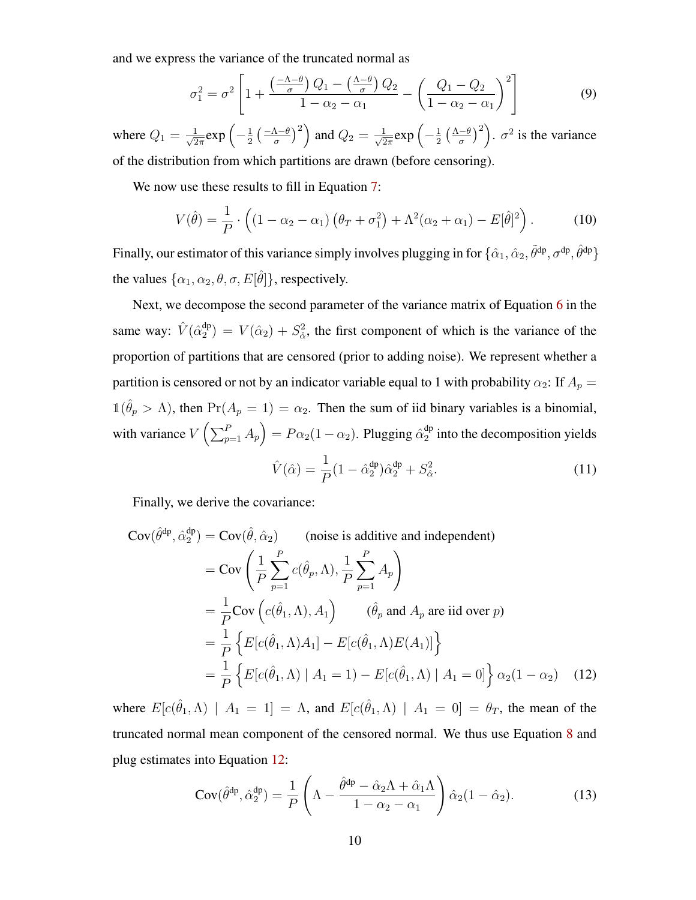and we express the variance of the truncated normal as

$$\sigma_1^2 = \sigma^2 \left[ 1 + \frac{\left(\frac{-\Lambda-\theta}{\sigma}\right) Q_1 - \left(\frac{\Lambda-\theta}{\sigma}\right) Q_2}{1-\alpha_2-\alpha_1} - \left(\frac{Q_1 - Q_2}{1-\alpha_2-\alpha_1}\right)^2 \right] \tag{9}$$

where $Q_1 = \frac{1}{\sqrt{2\pi}} \exp\left(-\frac{1}{2}\left(\frac{-\Lambda-\theta}{\sigma}\right)^2\right)$ and $Q_2 = \frac{1}{\sqrt{2\pi}} \exp\left(-\frac{1}{2}\left(\frac{\Lambda-\theta}{\sigma}\right)^2\right)$. $\sigma^2$ is the variance of the distribution from which partitions are drawn (before censoring).

We now use these results to fill in Equation 7:

$$V(\hat{\theta}) = \frac{1}{P} \cdot \left( (1-\alpha_2-\alpha_1)\left(\theta_T + \sigma_1^2\right) + \Lambda^2(\alpha_2+\alpha_1) - E[\hat{\theta}]^2 \right). \tag{10}$$

Finally, our estimator of this variance simply involves plugging in for $\{\hat{\alpha}_1, \hat{\alpha}_2, \tilde{\theta}^{\text{dp}}, \sigma^{\text{dp}}, \hat{\theta}^{\text{dp}}\}$ the values $\{\alpha_1, \alpha_2, \theta, \sigma, E[\hat{\theta}]\}$, respectively.

Next, we decompose the second parameter of the variance matrix of Equation 6 in the same way: $\hat{V}(\hat{\alpha}_2^{\text{dp}}) = V(\hat{\alpha}_2) + S_{\hat{\alpha}}^2$, the first component of which is the variance of the proportion of partitions that are censored (prior to adding noise). We represent whether a partition is censored or not by an indicator variable equal to 1 with probability $\alpha_2$: If $A_p = \mathbb{1}(\hat{\theta}_p > \Lambda)$, then $\Pr(A_p = 1) = \alpha_2$. Then the sum of iid binary variables is a binomial, with variance $V\left(\sum_{p=1}^{P} A_p\right) = P\alpha_2(1-\alpha_2)$. Plugging $\hat{\alpha}_2^{\text{dp}}$ into the decomposition yields

$$\hat{V}(\hat{\alpha}) = \frac{1}{P}(1-\hat{\alpha}_2^{\text{dp}})\hat{\alpha}_2^{\text{dp}} + S_{\hat{\alpha}}^2. \tag{11}$$

Finally, we derive the covariance:

$$\begin{aligned}
\text{Cov}(\hat{\theta}^{\text{dp}}, \hat{\alpha}_2^{\text{dp}}) &= \text{Cov}(\hat{\theta}, \hat{\alpha}_2) \qquad \text{(noise is additive and independent)} \\
&= \text{Cov}\left( \frac{1}{P}\sum_{p=1}^{P} c(\hat{\theta}_p, \Lambda), \frac{1}{P}\sum_{p=1}^{P} A_p \right) \\
&= \frac{1}{P}\text{Cov}\left(c(\hat{\theta}_1, \Lambda), A_1\right) \qquad (\hat{\theta}_p \text{ and } A_p \text{ are iid over } p) \\
&= \frac{1}{P}\left\{ E[c(\hat{\theta}_1, \Lambda)A_1] - E[c(\hat{\theta}_1, \Lambda)E(A_1)] \right\} \\
&= \frac{1}{P}\left\{ E[c(\hat{\theta}_1, \Lambda) \mid A_1 = 1) - E[c(\hat{\theta}_1, \Lambda) \mid A_1 = 0] \right\} \alpha_2(1-\alpha_2) \qquad (12)
\end{aligned}$$

where $E[c(\hat{\theta}_1, \Lambda) \mid A_1 = 1] = \Lambda$, and $E[c(\hat{\theta}_1, \Lambda) \mid A_1 = 0] = \theta_T$, the mean of the truncated normal mean component of the censored normal. We thus use Equation 8 and plug estimates into Equation 12:

$$\text{Cov}(\hat{\theta}^{\text{dp}}, \hat{\alpha}_2^{\text{dp}}) = \frac{1}{P}\left( \Lambda - \frac{\hat{\theta}^{\text{dp}} - \hat{\alpha}_2\Lambda + \hat{\alpha}_1\Lambda}{1-\alpha_2-\alpha_1} \right)\hat{\alpha}_2(1-\hat{\alpha}_2). \tag{13}$$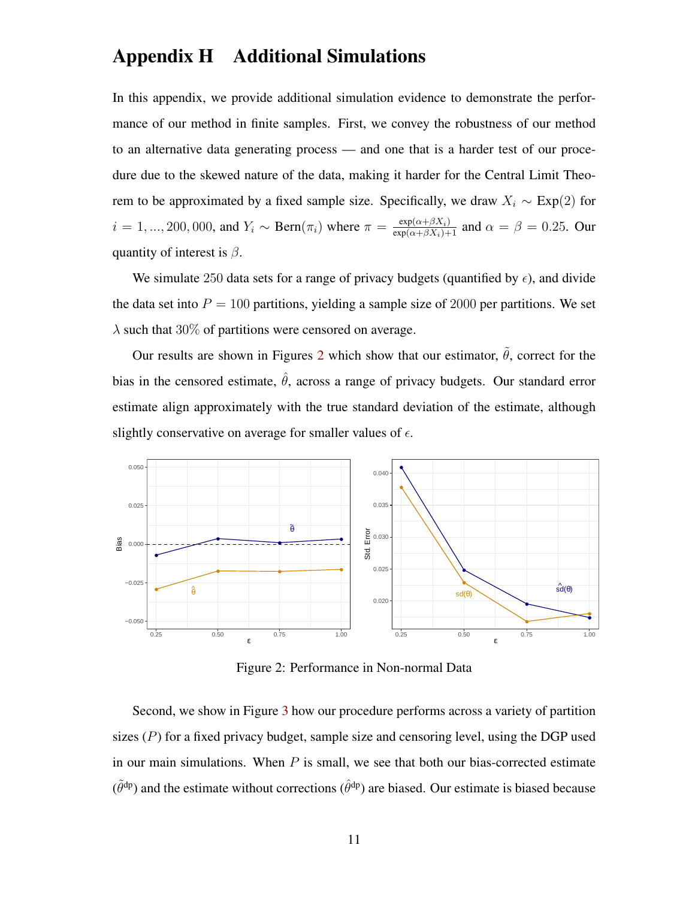# Appendix H Additional Simulations

In this appendix, we provide additional simulation evidence to demonstrate the performance of our method in finite samples. First, we convey the robustness of our method to an alternative data generating process — and one that is a harder test of our procedure due to the skewed nature of the data, making it harder for the Central Limit Theorem to be approximated by a fixed sample size. Specifically, we draw $X_i \sim \text{Exp}(2)$ for $i = 1, ..., 200,000$, and $Y_i \sim \text{Bern}(\pi_i)$ where $\pi = \frac{\exp(\alpha+\beta X_i)}{\exp(\alpha+\beta X_i)+1}$ and $\alpha = \beta = 0.25$. Our quantity of interest is $\beta$.

We simulate 250 data sets for a range of privacy budgets (quantified by $\epsilon$), and divide the data set into $P = 100$ partitions, yielding a sample size of 2000 per partitions. We set $\lambda$ such that 30% of partitions were censored on average.

Our results are shown in Figures 2 which show that our estimator, $\tilde{\theta}$, correct for the bias in the censored estimate, $\hat{\theta}$, across a range of privacy budgets. Our standard error estimate align approximately with the true standard deviation of the estimate, although slightly conservative on average for smaller values of $\epsilon$.

Figure 2: Performance in Non-normal Data

Second, we show in Figure 3 how our procedure performs across a variety of partition sizes ($P$) for a fixed privacy budget, sample size and censoring level, using the DGP used in our main simulations. When $P$ is small, we see that both our bias-corrected estimate ($\tilde{\theta}^{\text{dp}}$) and the estimate without corrections ($\hat{\theta}^{\text{dp}}$) are biased. Our estimate is biased because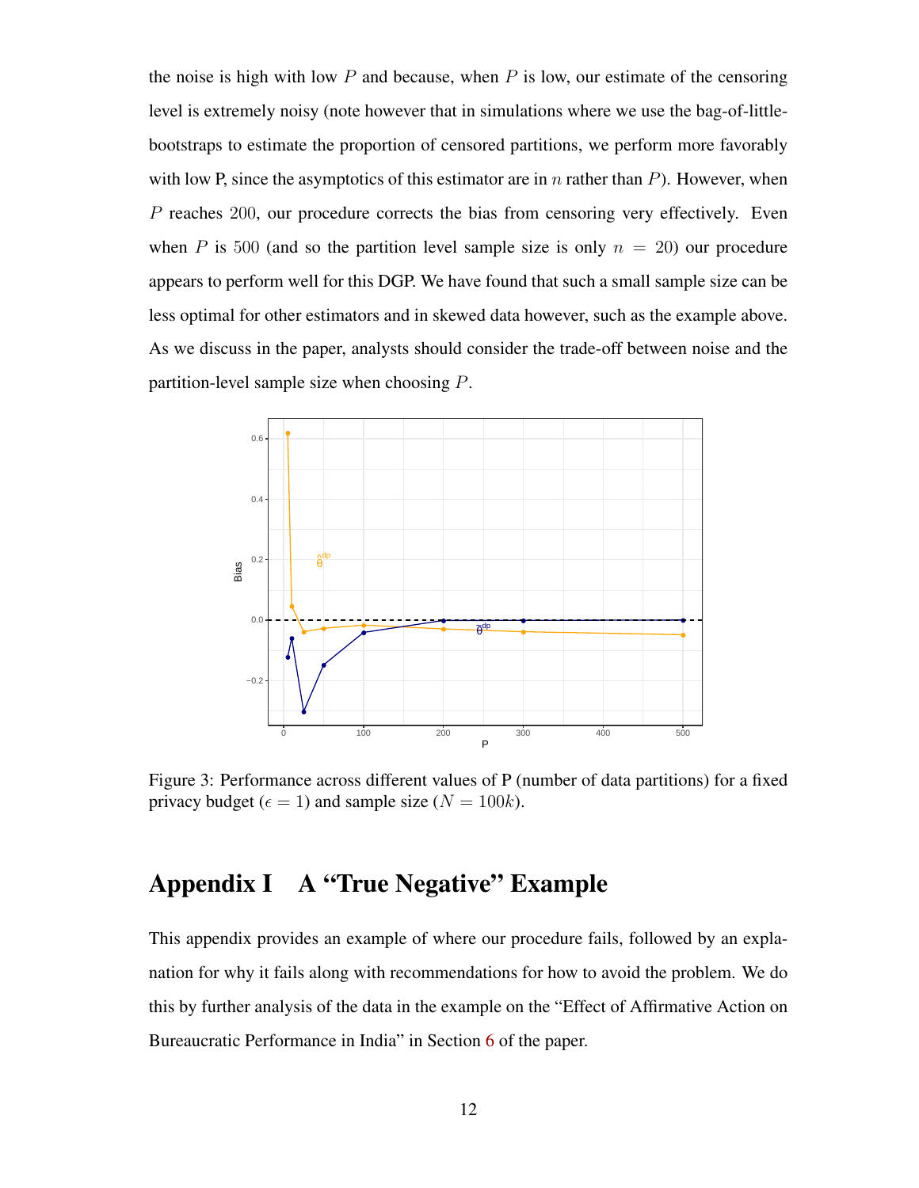the noise is high with low $P$ and because, when $P$ is low, our estimate of the censoring level is extremely noisy (note however that in simulations where we use the bag-of-little-bootstraps to estimate the proportion of censored partitions, we perform more favorably with low P, since the asymptotics of this estimator are in $n$ rather than $P$). However, when $P$ reaches 200, our procedure corrects the bias from censoring very effectively. Even when $P$ is 500 (and so the partition level sample size is only $n = 20$) our procedure appears to perform well for this DGP. We have found that such a small sample size can be less optimal for other estimators and in skewed data however, such as the example above. As we discuss in the paper, analysts should consider the trade-off between noise and the partition-level sample size when choosing $P$.

Figure 3: Performance across different values of P (number of data partitions) for a fixed privacy budget ($\epsilon = 1$) and sample size ($N = 100k$).

# Appendix I A "True Negative" Example

This appendix provides an example of where our procedure fails, followed by an explanation for why it fails along with recommendations for how to avoid the problem. We do this by further analysis of the data in the example on the "Effect of Affirmative Action on Bureaucratic Performance in India" in Section 6 of the paper.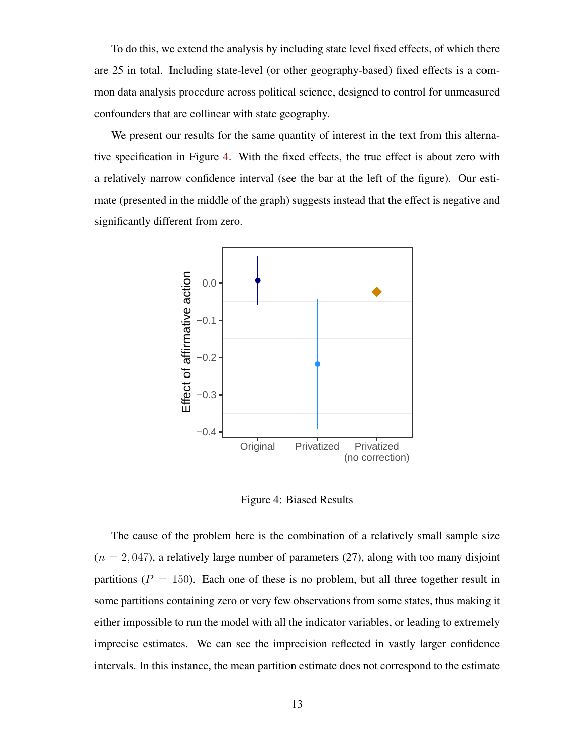To do this, we extend the analysis by including state level fixed effects, of which there are 25 in total. Including state-level (or other geography-based) fixed effects is a common data analysis procedure across political science, designed to control for unmeasured confounders that are collinear with state geography.

We present our results for the same quantity of interest in the text from this alternative specification in Figure 4. With the fixed effects, the true effect is about zero with a relatively narrow confidence interval (see the bar at the left of the figure). Our estimate (presented in the middle of the graph) suggests instead that the effect is negative and significantly different from zero.

Figure 4: Biased Results

The cause of the problem here is the combination of a relatively small sample size ($n = 2,047$), a relatively large number of parameters (27), along with too many disjoint partitions ($P = 150$). Each one of these is no problem, but all three together result in some partitions containing zero or very few observations from some states, thus making it either impossible to run the model with all the indicator variables, or leading to extremely imprecise estimates. We can see the imprecision reflected in vastly larger confidence intervals. In this instance, the mean partition estimate does not correspond to the estimate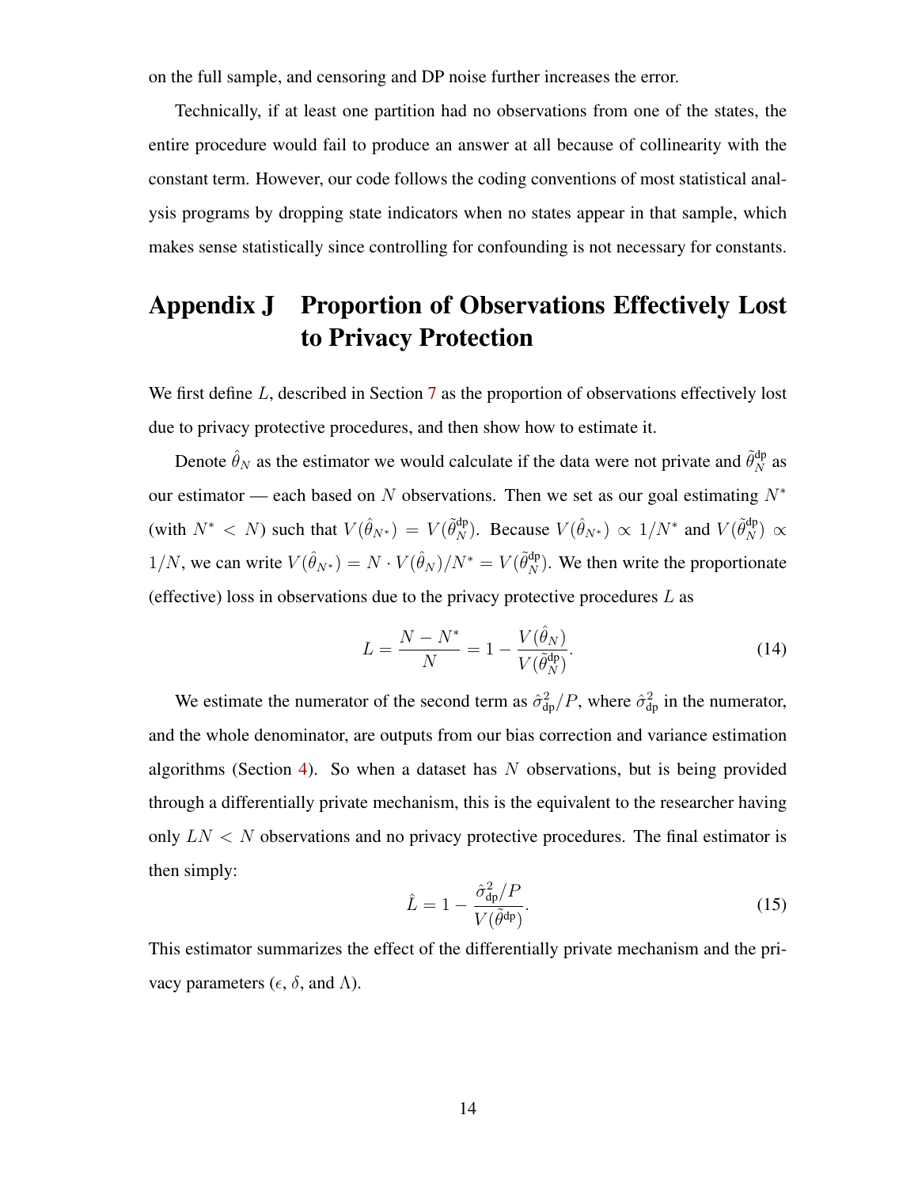on the full sample, and censoring and DP noise further increases the error.

Technically, if at least one partition had no observations from one of the states, the entire procedure would fail to produce an answer at all because of collinearity with the constant term. However, our code follows the coding conventions of most statistical analysis programs by dropping state indicators when no states appear in that sample, which makes sense statistically since controlling for confounding is not necessary for constants.

# Appendix J Proportion of Observations Effectively Lost to Privacy Protection

We first define $L$, described in Section 7 as the proportion of observations effectively lost due to privacy protective procedures, and then show how to estimate it.

Denote $\hat{\theta}_N$ as the estimator we would calculate if the data were not private and $\tilde{\theta}_N^{\text{dp}}$ as our estimator — each based on $N$ observations. Then we set as our goal estimating $N^*$ (with $N^* < N$) such that $V(\hat{\theta}_{N^*}) = V(\tilde{\theta}_N^{\text{dp}})$. Because $V(\hat{\theta}_{N^*}) \propto 1/N^*$ and $V(\tilde{\theta}_N^{\text{dp}}) \propto 1/N$, we can write $V(\hat{\theta}_{N^*}) = N \cdot V(\hat{\theta}_N)/N^* = V(\tilde{\theta}_N^{\text{dp}})$. We then write the proportionate (effective) loss in observations due to the privacy protective procedures $L$ as

$$L = \frac{N - N^*}{N} = 1 - \frac{V(\hat{\theta}_N)}{V(\tilde{\theta}_N^{\text{dp}})}. \tag{14}$$

We estimate the numerator of the second term as $\hat{\sigma}^2_{\text{dp}}/P$, where $\hat{\sigma}^2_{\text{dp}}$ in the numerator, and the whole denominator, are outputs from our bias correction and variance estimation algorithms (Section 4). So when a dataset has $N$ observations, but is being provided through a differentially private mechanism, this is the equivalent to the researcher having only $LN < N$ observations and no privacy protective procedures. The final estimator is then simply:

$$\hat{L} = 1 - \frac{\hat{\sigma}^2_{\text{dp}}/P}{V(\tilde{\theta}^{\text{dp}})}. \tag{15}$$

This estimator summarizes the effect of the differentially private mechanism and the privacy parameters ($\epsilon$, $\delta$, and $\Lambda$).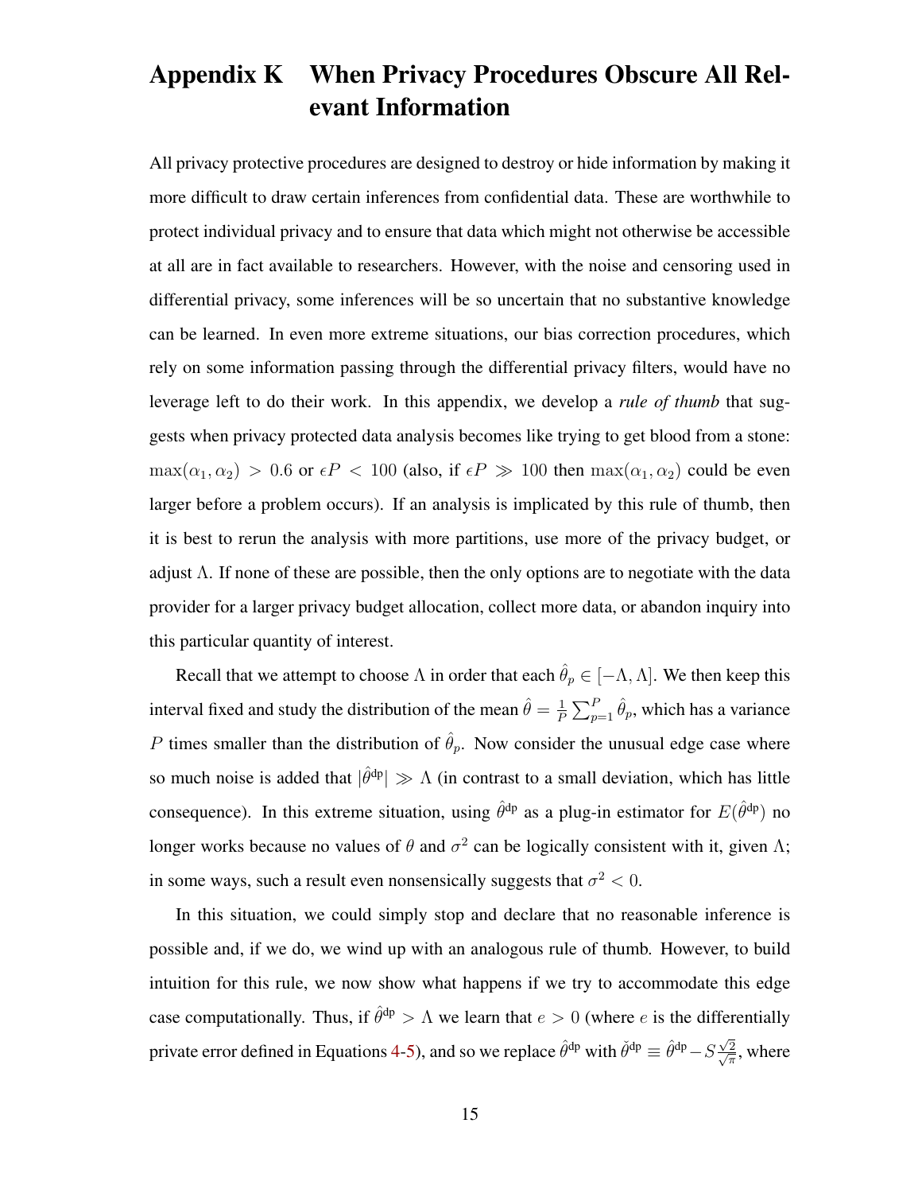# Appendix K When Privacy Procedures Obscure All Relevant Information

All privacy protective procedures are designed to destroy or hide information by making it more difficult to draw certain inferences from confidential data. These are worthwhile to protect individual privacy and to ensure that data which might not otherwise be accessible at all are in fact available to researchers. However, with the noise and censoring used in differential privacy, some inferences will be so uncertain that no substantive knowledge can be learned. In even more extreme situations, our bias correction procedures, which rely on some information passing through the differential privacy filters, would have no leverage left to do their work. In this appendix, we develop a *rule of thumb* that suggests when privacy protected data analysis becomes like trying to get blood from a stone: $\max(\alpha_1, \alpha_2) > 0.6$ or $\epsilon P < 100$ (also, if $\epsilon P \gg 100$ then $\max(\alpha_1, \alpha_2)$ could be even larger before a problem occurs). If an analysis is implicated by this rule of thumb, then it is best to rerun the analysis with more partitions, use more of the privacy budget, or adjust $\Lambda$. If none of these are possible, then the only options are to negotiate with the data provider for a larger privacy budget allocation, collect more data, or abandon inquiry into this particular quantity of interest.

Recall that we attempt to choose $\Lambda$ in order that each $\hat{\theta}_p \in [-\Lambda, \Lambda]$. We then keep this interval fixed and study the distribution of the mean $\hat{\theta} = \frac{1}{P}\sum_{p=1}^{P}\hat{\theta}_p$, which has a variance $P$ times smaller than the distribution of $\hat{\theta}_p$. Now consider the unusual edge case where so much noise is added that $|\hat{\theta}^{\text{dp}}| \gg \Lambda$ (in contrast to a small deviation, which has little consequence). In this extreme situation, using $\hat{\theta}^{\text{dp}}$ as a plug-in estimator for $E(\hat{\theta}^{\text{dp}})$ no longer works because no values of $\theta$ and $\sigma^2$ can be logically consistent with it, given $\Lambda$; in some ways, such a result even nonsensically suggests that $\sigma^2 < 0$.

In this situation, we could simply stop and declare that no reasonable inference is possible and, if we do, we wind up with an analogous rule of thumb. However, to build intuition for this rule, we now show what happens if we try to accommodate this edge case computationally. Thus, if $\hat{\theta}^{\text{dp}} > \Lambda$ we learn that $e > 0$ (where $e$ is the differentially private error defined in Equations 4-5), and so we replace $\hat{\theta}^{\text{dp}}$ with $\check{\theta}^{\text{dp}} \equiv \hat{\theta}^{\text{dp}} - S\frac{\sqrt{2}}{\sqrt{\pi}}$, where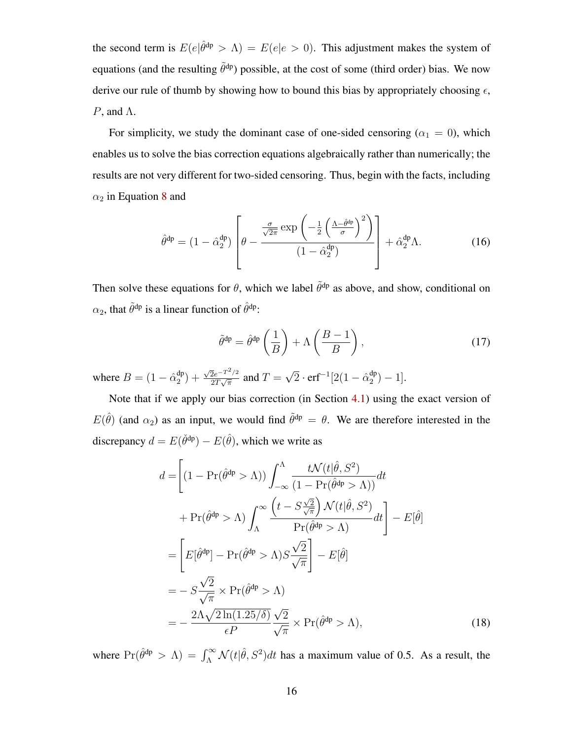the second term is $E(e|\hat{\theta}^{\text{dp}} > \Lambda) = E(e|e > 0)$. This adjustment makes the system of equations (and the resulting $\tilde{\theta}^{\text{dp}}$) possible, at the cost of some (third order) bias. We now derive our rule of thumb by showing how to bound this bias by appropriately choosing $\epsilon$, $P$, and $\Lambda$.

For simplicity, we study the dominant case of one-sided censoring ($\alpha_1 = 0$), which enables us to solve the bias correction equations algebraically rather than numerically; the results are not very different for two-sided censoring. Thus, begin with the facts, including $\alpha_2$ in Equation 8 and

$$
\hat{\theta}^{\text{dp}} = (1 - \hat{\alpha}_2^{\text{dp}}) \left[ \theta - \frac{\frac{\sigma}{\sqrt{2\pi}} \exp\left( -\frac{1}{2} \left( \frac{\Lambda - \hat{\theta}^{\text{dp}}}{\sigma} \right)^2 \right)}{(1 - \hat{\alpha}_2^{\text{dp}})} \right] + \hat{\alpha}_2^{\text{dp}} \Lambda. \tag{16}
$$

Then solve these equations for $\theta$, which we label $\tilde{\theta}^{\text{dp}}$ as above, and show, conditional on $\alpha_2$, that $\tilde{\theta}^{\text{dp}}$ is a linear function of $\hat{\theta}^{\text{dp}}$:

$$
\tilde{\theta}^{\text{dp}} = \hat{\theta}^{\text{dp}} \left( \frac{1}{B} \right) + \Lambda \left( \frac{B-1}{B} \right), \tag{17}
$$

where $B = (1 - \hat{\alpha}_2^{\text{dp}}) + \frac{\sqrt{2} e^{-T^2/2}}{2T\sqrt{\pi}}$ and $T = \sqrt{2} \cdot \text{erf}^{-1}[2(1 - \hat{\alpha}_2^{\text{dp}}) - 1]$.

Note that if we apply our bias correction (in Section 4.1) using the exact version of $E(\hat{\theta})$ (and $\alpha_2$) as an input, we would find $\tilde{\theta}^{\text{dp}} = \theta$. We are therefore interested in the discrepancy $d = E(\breve{\theta}^{\text{dp}}) - E(\hat{\theta})$, which we write as

$$
\begin{aligned}
d =& \Bigg[ (1 - \Pr(\hat{\theta}^{\text{dp}} > \Lambda)) \int_{-\infty}^{\Lambda} \frac{t \mathcal{N}(t|\hat{\theta}, S^2)}{(1 - \Pr(\hat{\theta}^{\text{dp}} > \Lambda))} dt \\
&+ \Pr(\hat{\theta}^{\text{dp}} > \Lambda) \int_{\Lambda}^{\infty} \frac{\left( t - S\frac{\sqrt{2}}{\sqrt{\pi}} \right) \mathcal{N}(t|\hat{\theta}, S^2)}{\Pr(\hat{\theta}^{\text{dp}} > \Lambda)} dt \Bigg] - E[\hat{\theta}] \\
=& \left[ E[\hat{\theta}^{\text{dp}}] - \Pr(\hat{\theta}^{\text{dp}} > \Lambda) S \frac{\sqrt{2}}{\sqrt{\pi}} \right] - E[\hat{\theta}] \\
=& - S\frac{\sqrt{2}}{\sqrt{\pi}} \times \Pr(\hat{\theta}^{\text{dp}} > \Lambda) \\
=& - \frac{2\Lambda\sqrt{2\ln(1.25/\delta)}}{\epsilon P} \frac{\sqrt{2}}{\sqrt{\pi}} \times \Pr(\hat{\theta}^{\text{dp}} > \Lambda),
\end{aligned} \tag{18}
$$

where $\Pr(\hat{\theta}^{\text{dp}} > \Lambda) = \int_{\Lambda}^{\infty} \mathcal{N}(t|\hat{\theta}, S^2) dt$ has a maximum value of 0.5. As a result, the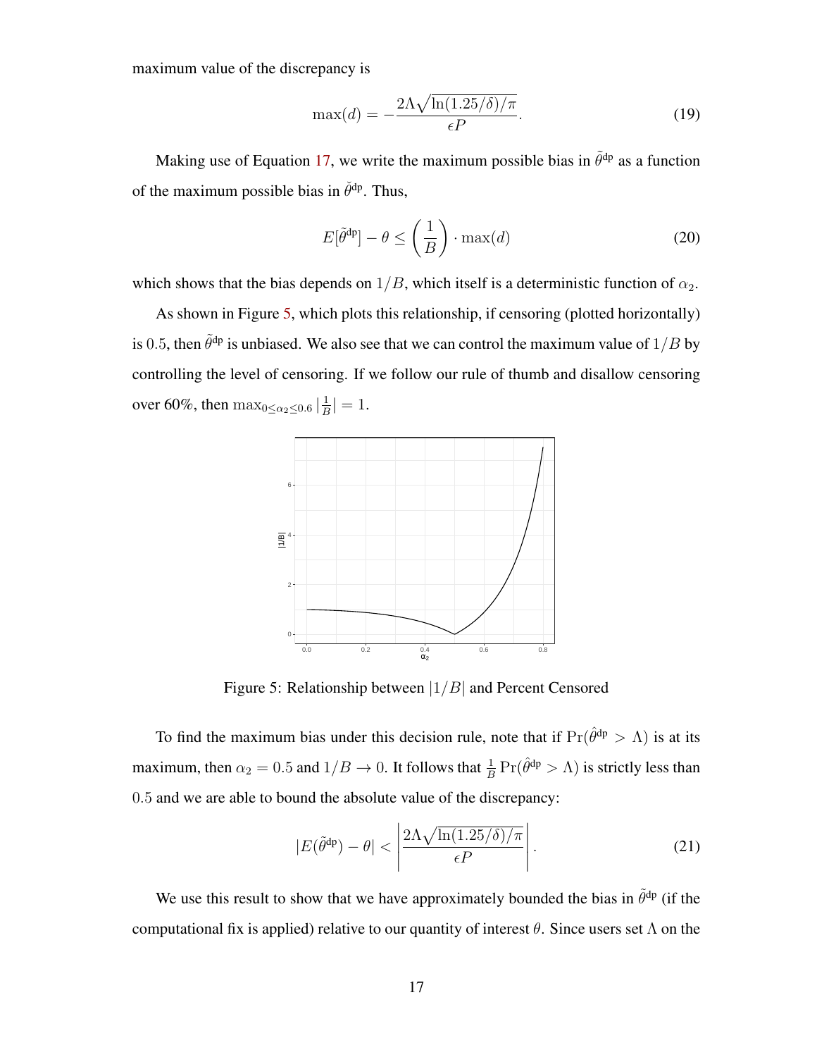maximum value of the discrepancy is

$$\max(d) = -\frac{2\Lambda\sqrt{\ln(1.25/\delta)/\pi}}{\epsilon P}. \tag{19}$$

Making use of Equation 17, we write the maximum possible bias in $\tilde{\theta}^{\text{dp}}$ as a function of the maximum possible bias in $\check{\theta}^{\text{dp}}$. Thus,

$$E[\tilde{\theta}^{\text{dp}}] - \theta \leq \left(\frac{1}{B}\right) \cdot \max(d) \tag{20}$$

which shows that the bias depends on $1/B$, which itself is a deterministic function of $\alpha_2$.

As shown in Figure 5, which plots this relationship, if censoring (plotted horizontally) is $0.5$, then $\tilde{\theta}^{\text{dp}}$ is unbiased. We also see that we can control the maximum value of $1/B$ by controlling the level of censoring. If we follow our rule of thumb and disallow censoring over 60%, then $\max_{0 \leq \alpha_2 \leq 0.6} |\frac{1}{B}| = 1$.

Figure 5: Relationship between $|1/B|$ and Percent Censored

To find the maximum bias under this decision rule, note that if $\Pr(\hat{\theta}^{\text{dp}} > \Lambda)$ is at its maximum, then $\alpha_2 = 0.5$ and $1/B \to 0$. It follows that $\frac{1}{B}\Pr(\hat{\theta}^{\text{dp}} > \Lambda)$ is strictly less than $0.5$ and we are able to bound the absolute value of the discrepancy:

$$|E(\tilde{\theta}^{\text{dp}}) - \theta| < \left|\frac{2\Lambda\sqrt{\ln(1.25/\delta)/\pi}}{\epsilon P}\right|. \tag{21}$$

We use this result to show that we have approximately bounded the bias in $\tilde{\theta}^{\text{dp}}$ (if the computational fix is applied) relative to our quantity of interest $\theta$. Since users set $\Lambda$ on the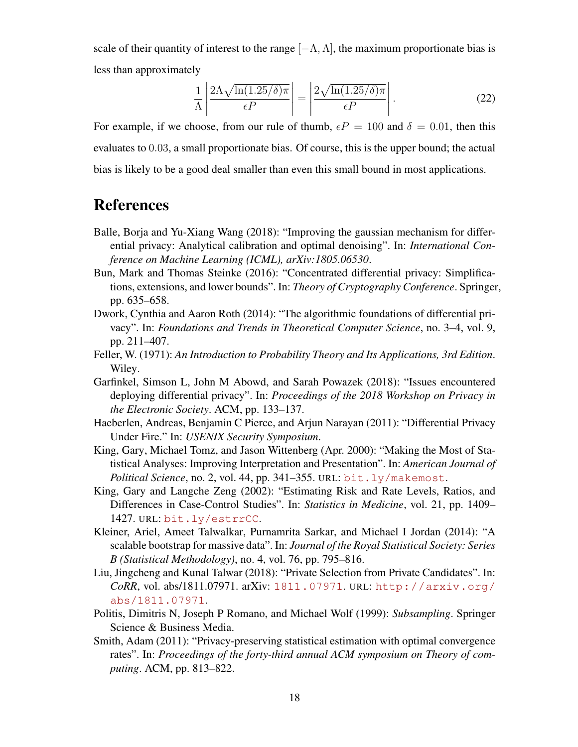scale of their quantity of interest to the range $[-\Lambda, \Lambda]$, the maximum proportionate bias is less than approximately

$$\frac{1}{\Lambda}\left|\frac{2\Lambda\sqrt{\ln(1.25/\delta)\pi}}{\epsilon P}\right| = \left|\frac{2\sqrt{\ln(1.25/\delta)\pi}}{\epsilon P}\right|. \tag{22}$$

For example, if we choose, from our rule of thumb, $\epsilon P = 100$ and $\delta = 0.01$, then this evaluates to $0.03$, a small proportionate bias. Of course, this is the upper bound; the actual bias is likely to be a good deal smaller than even this small bound in most applications.

# References

Balle, Borja and Yu-Xiang Wang (2018): "Improving the gaussian mechanism for differential privacy: Analytical calibration and optimal denoising". In: *International Conference on Machine Learning (ICML), arXiv:1805.06530*.

Bun, Mark and Thomas Steinke (2016): "Concentrated differential privacy: Simplifications, extensions, and lower bounds". In: *Theory of Cryptography Conference*. Springer, pp. 635–658.

Dwork, Cynthia and Aaron Roth (2014): "The algorithmic foundations of differential privacy". In: *Foundations and Trends in Theoretical Computer Science*, no. 3–4, vol. 9, pp. 211–407.

Feller, W. (1971): *An Introduction to Probability Theory and Its Applications, 3rd Edition*. Wiley.

Garfinkel, Simson L, John M Abowd, and Sarah Powazek (2018): "Issues encountered deploying differential privacy". In: *Proceedings of the 2018 Workshop on Privacy in the Electronic Society*. ACM, pp. 133–137.

Haeberlen, Andreas, Benjamin C Pierce, and Arjun Narayan (2011): "Differential Privacy Under Fire." In: *USENIX Security Symposium*.

King, Gary, Michael Tomz, and Jason Wittenberg (Apr. 2000): "Making the Most of Statistical Analyses: Improving Interpretation and Presentation". In: *American Journal of Political Science*, no. 2, vol. 44, pp. 341–355. URL: bit.ly/makemost.

King, Gary and Langche Zeng (2002): "Estimating Risk and Rate Levels, Ratios, and Differences in Case-Control Studies". In: *Statistics in Medicine*, vol. 21, pp. 1409–1427. URL: bit.ly/estrrCC.

Kleiner, Ariel, Ameet Talwalkar, Purnamrita Sarkar, and Michael I Jordan (2014): "A scalable bootstrap for massive data". In: *Journal of the Royal Statistical Society: Series B (Statistical Methodology)*, no. 4, vol. 76, pp. 795–816.

Liu, Jingcheng and Kunal Talwar (2018): "Private Selection from Private Candidates". In: *CoRR*, vol. abs/1811.07971. arXiv: 1811.07971. URL: http://arxiv.org/abs/1811.07971.

Politis, Dimitris N, Joseph P Romano, and Michael Wolf (1999): *Subsampling*. Springer Science & Business Media.

Smith, Adam (2011): "Privacy-preserving statistical estimation with optimal convergence rates". In: *Proceedings of the forty-third annual ACM symposium on Theory of computing*. ACM, pp. 813–822.